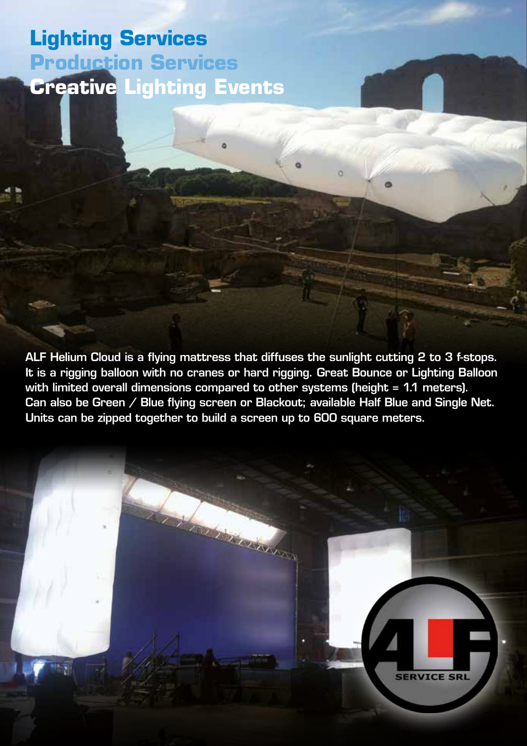# Lighting Services
# Production Services
# Creative Lighting Events

ALF Helium Cloud is a flying mattress that diffuses the sunlight cutting 2 to 3 f-stops. It is a rigging balloon with no cranes or hard rigging. Great Bounce or Lighting Balloon with limited overall dimensions compared to other systems (height = 1.1 meters). Can also be Green / Blue flying screen or Blackout; available Half Blue and Single Net. Units can be zipped together to build a screen up to 600 square meters.

ALF SERVICE SRL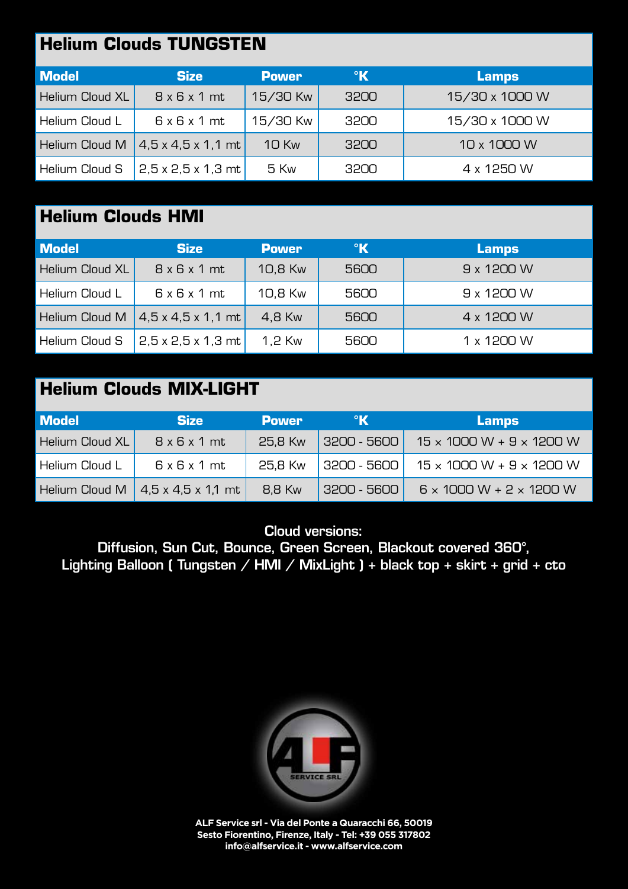## Helium Clouds TUNGSTEN

| Model | Size | Power | °K | Lamps |
|---|---|---|---|---|
| Helium Cloud XL | 8 x 6 x 1 mt | 15/30 Kw | 3200 | 15/30 x 1000 W |
| Helium Cloud L | 6 x 6 x 1 mt | 15/30 Kw | 3200 | 15/30 x 1000 W |
| Helium Cloud M | 4,5 x 4,5 x 1,1 mt | 10 Kw | 3200 | 10 x 1000 W |
| Helium Cloud S | 2,5 x 2,5 x 1,3 mt | 5 Kw | 3200 | 4 x 1250 W |

## Helium Clouds HMI

| Model | Size | Power | °K | Lamps |
|---|---|---|---|---|
| Helium Cloud XL | 8 x 6 x 1 mt | 10,8 Kw | 5600 | 9 x 1200 W |
| Helium Cloud L | 6 x 6 x 1 mt | 10,8 Kw | 5600 | 9 x 1200 W |
| Helium Cloud M | 4,5 x 4,5 x 1,1 mt | 4,8 Kw | 5600 | 4 x 1200 W |
| Helium Cloud S | 2,5 x 2,5 x 1,3 mt | 1,2 Kw | 5600 | 1 x 1200 W |

## Helium Clouds MIX-LIGHT

| Model | Size | Power | °K | Lamps |
|---|---|---|---|---|
| Helium Cloud XL | 8 x 6 x 1 mt | 25,8 Kw | 3200 - 5600 | 15 x 1000 W + 9 x 1200 W |
| Helium Cloud L | 6 x 6 x 1 mt | 25,8 Kw | 3200 - 5600 | 15 x 1000 W + 9 x 1200 W |
| Helium Cloud M | 4,5 x 4,5 x 1,1 mt | 8,8 Kw | 3200 - 5600 | 6 x 1000 W + 2 x 1200 W |

**Cloud versions:**
**Diffusion, Sun Cut, Bounce, Green Screen, Blackout covered 360°,**
**Lighting Balloon ( Tungsten / HMI / MixLight ) + black top + skirt + grid + cto**

ALF SERVICE SRL

**ALF Service srl - Via del Ponte a Quaracchi 66, 50019**
**Sesto Fiorentino, Firenze, Italy - Tel: +39 055 317802**
**info@alfservice.it - www.alfservice.com**